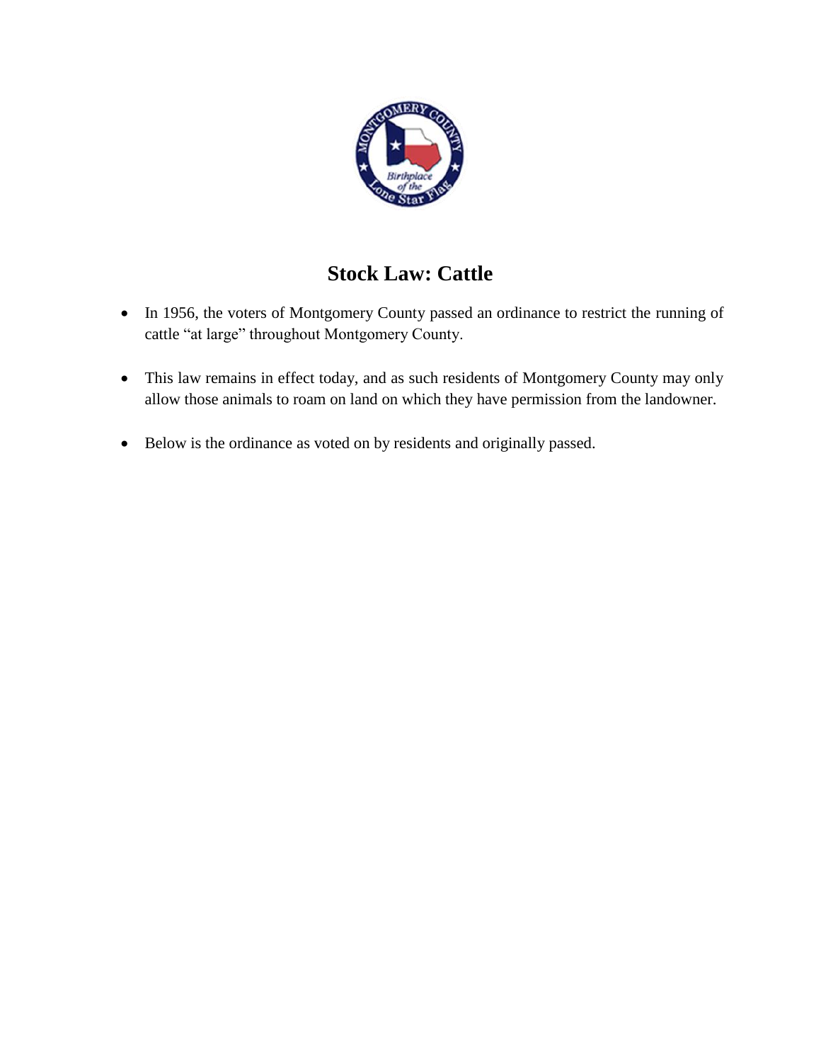# Stock Law: Cattle

- In 1956, the voters of Montgomery County passed an ordinance to restrict the running of cattle "at large" throughout Montgomery County.
- This law remains in effect today, and as such residents of Montgomery County may only allow those animals to roam on land on which they have permission from the landowner.
- Below is the ordinance as voted on by residents and originally passed.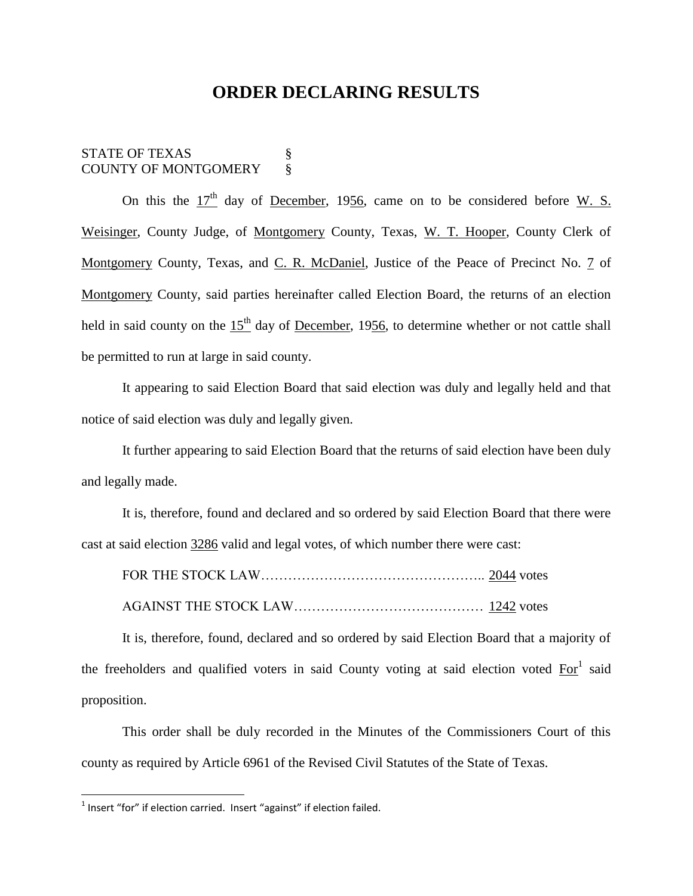# ORDER DECLARING RESULTS

STATE OF TEXAS §
COUNTY OF MONTGOMERY §

On this the 17th day of December, 1956, came on to be considered before W. S. Weisinger, County Judge, of Montgomery County, Texas, W. T. Hooper, County Clerk of Montgomery County, Texas, and C. R. McDaniel, Justice of the Peace of Precinct No. 7 of Montgomery County, said parties hereinafter called Election Board, the returns of an election held in said county on the 15th day of December, 1956, to determine whether or not cattle shall be permitted to run at large in said county.

It appearing to said Election Board that said election was duly and legally held and that notice of said election was duly and legally given.

It further appearing to said Election Board that the returns of said election have been duly and legally made.

It is, therefore, found and declared and so ordered by said Election Board that there were cast at said election 3286 valid and legal votes, of which number there were cast:

FOR THE STOCK LAW………………………………………….. 2044 votes

AGAINST THE STOCK LAW…………………………………… 1242 votes

It is, therefore, found, declared and so ordered by said Election Board that a majority of the freeholders and qualified voters in said County voting at said election voted For[1] said proposition.

This order shall be duly recorded in the Minutes of the Commissioners Court of this county as required by Article 6961 of the Revised Civil Statutes of the State of Texas.

---

[1] Insert "for" if election carried. Insert "against" if election failed.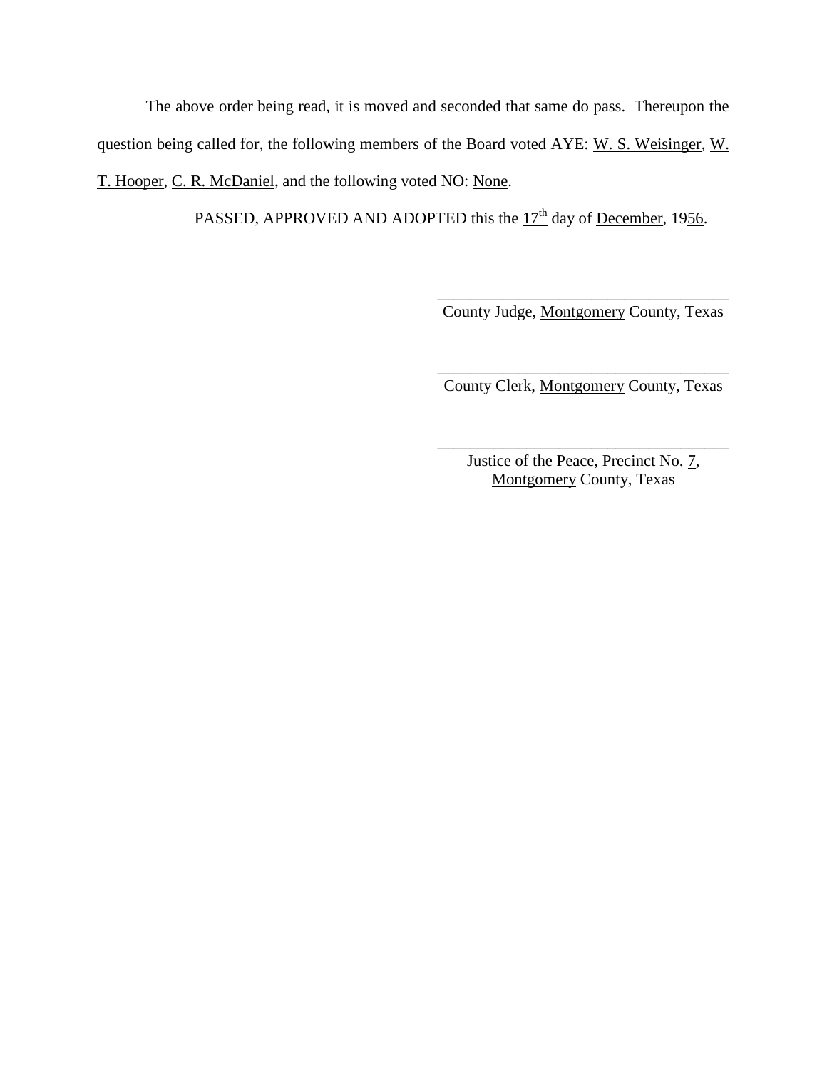The above order being read, it is moved and seconded that same do pass. Thereupon the question being called for, the following members of the Board voted AYE: W. S. Weisinger, W. T. Hooper, C. R. McDaniel, and the following voted NO: None.

PASSED, APPROVED AND ADOPTED this the 17th day of December, 1956.

\_\_\_\_\_\_\_\_\_\_\_\_\_\_\_\_\_\_\_\_\_\_\_\_\_\_\_\_\_\_\_\_\_\_\_\_
County Judge, Montgomery County, Texas

\_\_\_\_\_\_\_\_\_\_\_\_\_\_\_\_\_\_\_\_\_\_\_\_\_\_\_\_\_\_\_\_\_\_\_\_
County Clerk, Montgomery County, Texas

\_\_\_\_\_\_\_\_\_\_\_\_\_\_\_\_\_\_\_\_\_\_\_\_\_\_\_\_\_\_\_\_\_\_\_\_
Justice of the Peace, Precinct No. 7,
Montgomery County, Texas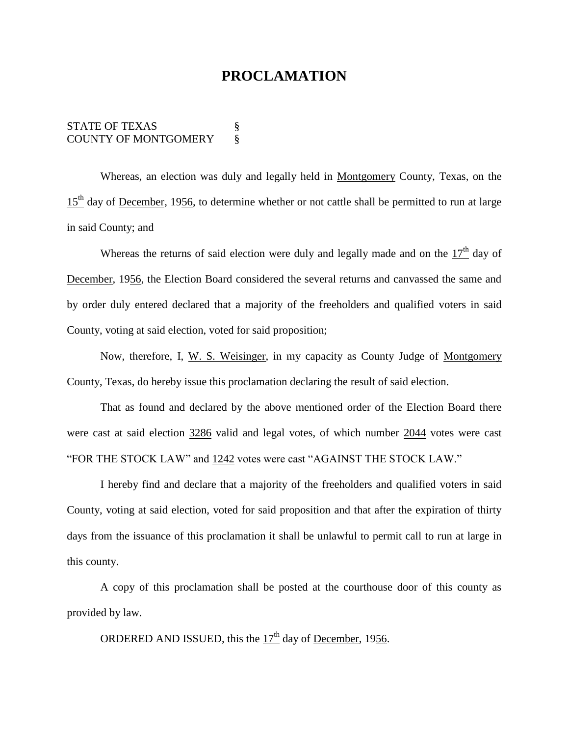# PROCLAMATION

STATE OF TEXAS §
COUNTY OF MONTGOMERY §

Whereas, an election was duly and legally held in Montgomery County, Texas, on the 15th day of December, 1956, to determine whether or not cattle shall be permitted to run at large in said County; and

Whereas the returns of said election were duly and legally made and on the 17th day of December, 1956, the Election Board considered the several returns and canvassed the same and by order duly entered declared that a majority of the freeholders and qualified voters in said County, voting at said election, voted for said proposition;

Now, therefore, I, W. S. Weisinger, in my capacity as County Judge of Montgomery County, Texas, do hereby issue this proclamation declaring the result of said election.

That as found and declared by the above mentioned order of the Election Board there were cast at said election 3286 valid and legal votes, of which number 2044 votes were cast "FOR THE STOCK LAW" and 1242 votes were cast "AGAINST THE STOCK LAW."

I hereby find and declare that a majority of the freeholders and qualified voters in said County, voting at said election, voted for said proposition and that after the expiration of thirty days from the issuance of this proclamation it shall be unlawful to permit call to run at large in this county.

A copy of this proclamation shall be posted at the courthouse door of this county as provided by law.

ORDERED AND ISSUED, this the 17th day of December, 1956.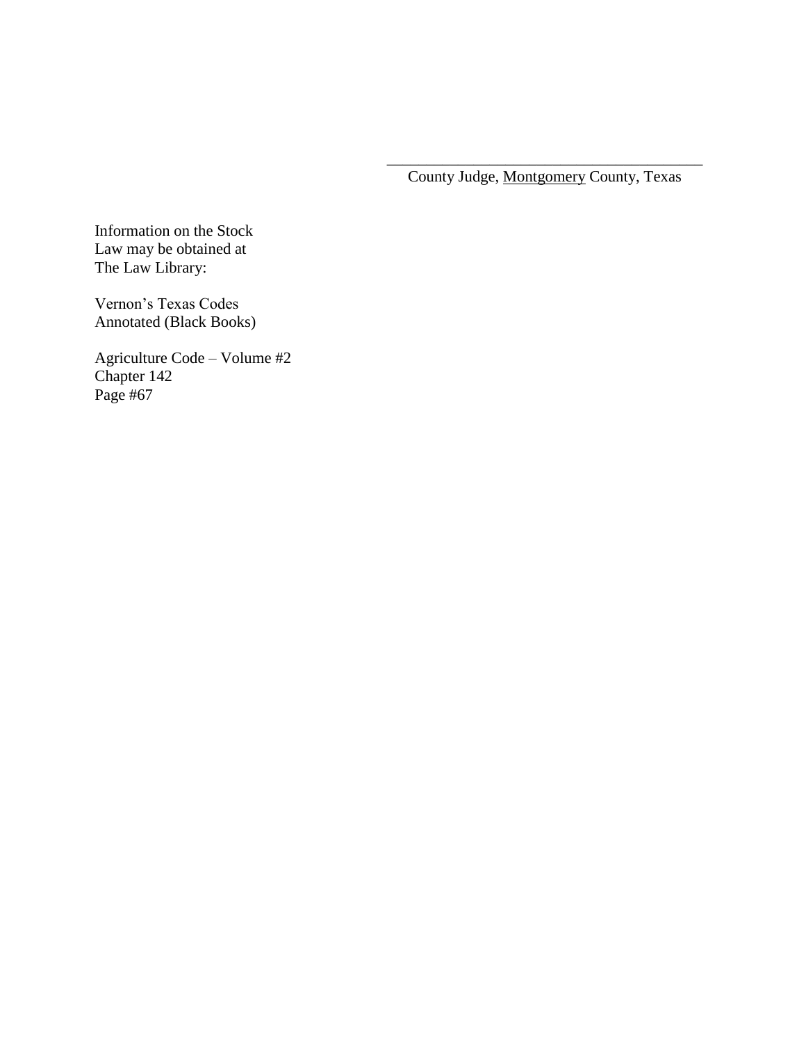\_\_\_\_\_\_\_\_\_\_\_\_\_\_\_\_\_\_\_\_\_\_\_\_\_\_\_\_\_\_\_\_\_\_\_\_\_\_\_\_\_\_\_

County Judge, <u>Montgomery</u> County, Texas

Information on the Stock
Law may be obtained at
The Law Library:

Vernon's Texas Codes
Annotated (Black Books)

Agriculture Code – Volume #2
Chapter 142
Page #67